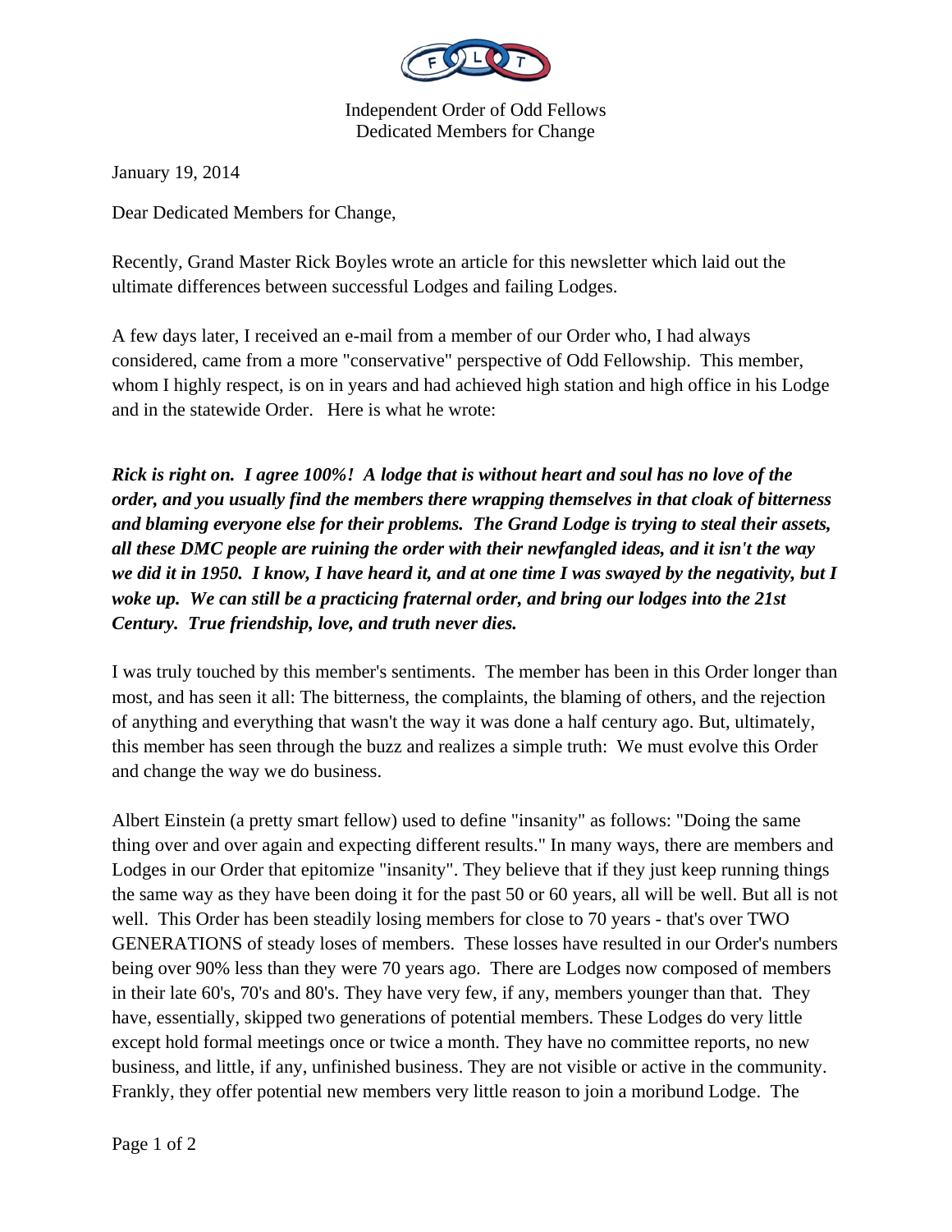Independent Order of Odd Fellows
Dedicated Members for Change

January 19, 2014

Dear Dedicated Members for Change,

Recently, Grand Master Rick Boyles wrote an article for this newsletter which laid out the ultimate differences between successful Lodges and failing Lodges.

A few days later, I received an e-mail from a member of our Order who, I had always considered, came from a more "conservative" perspective of Odd Fellowship. This member, whom I highly respect, is on in years and had achieved high station and high office in his Lodge and in the statewide Order. Here is what he wrote:

***Rick is right on. I agree 100%! A lodge that is without heart and soul has no love of the order, and you usually find the members there wrapping themselves in that cloak of bitterness and blaming everyone else for their problems. The Grand Lodge is trying to steal their assets, all these DMC people are ruining the order with their newfangled ideas, and it isn't the way we did it in 1950. I know, I have heard it, and at one time I was swayed by the negativity, but I woke up. We can still be a practicing fraternal order, and bring our lodges into the 21st Century. True friendship, love, and truth never dies.***

I was truly touched by this member's sentiments. The member has been in this Order longer than most, and has seen it all: The bitterness, the complaints, the blaming of others, and the rejection of anything and everything that wasn't the way it was done a half century ago. But, ultimately, this member has seen through the buzz and realizes a simple truth: We must evolve this Order and change the way we do business.

Albert Einstein (a pretty smart fellow) used to define "insanity" as follows: "Doing the same thing over and over again and expecting different results." In many ways, there are members and Lodges in our Order that epitomize "insanity". They believe that if they just keep running things the same way as they have been doing it for the past 50 or 60 years, all will be well. But all is not well. This Order has been steadily losing members for close to 70 years - that's over TWO GENERATIONS of steady loses of members. These losses have resulted in our Order's numbers being over 90% less than they were 70 years ago. There are Lodges now composed of members in their late 60's, 70's and 80's. They have very few, if any, members younger than that. They have, essentially, skipped two generations of potential members. These Lodges do very little except hold formal meetings once or twice a month. They have no committee reports, no new business, and little, if any, unfinished business. They are not visible or active in the community. Frankly, they offer potential new members very little reason to join a moribund Lodge. The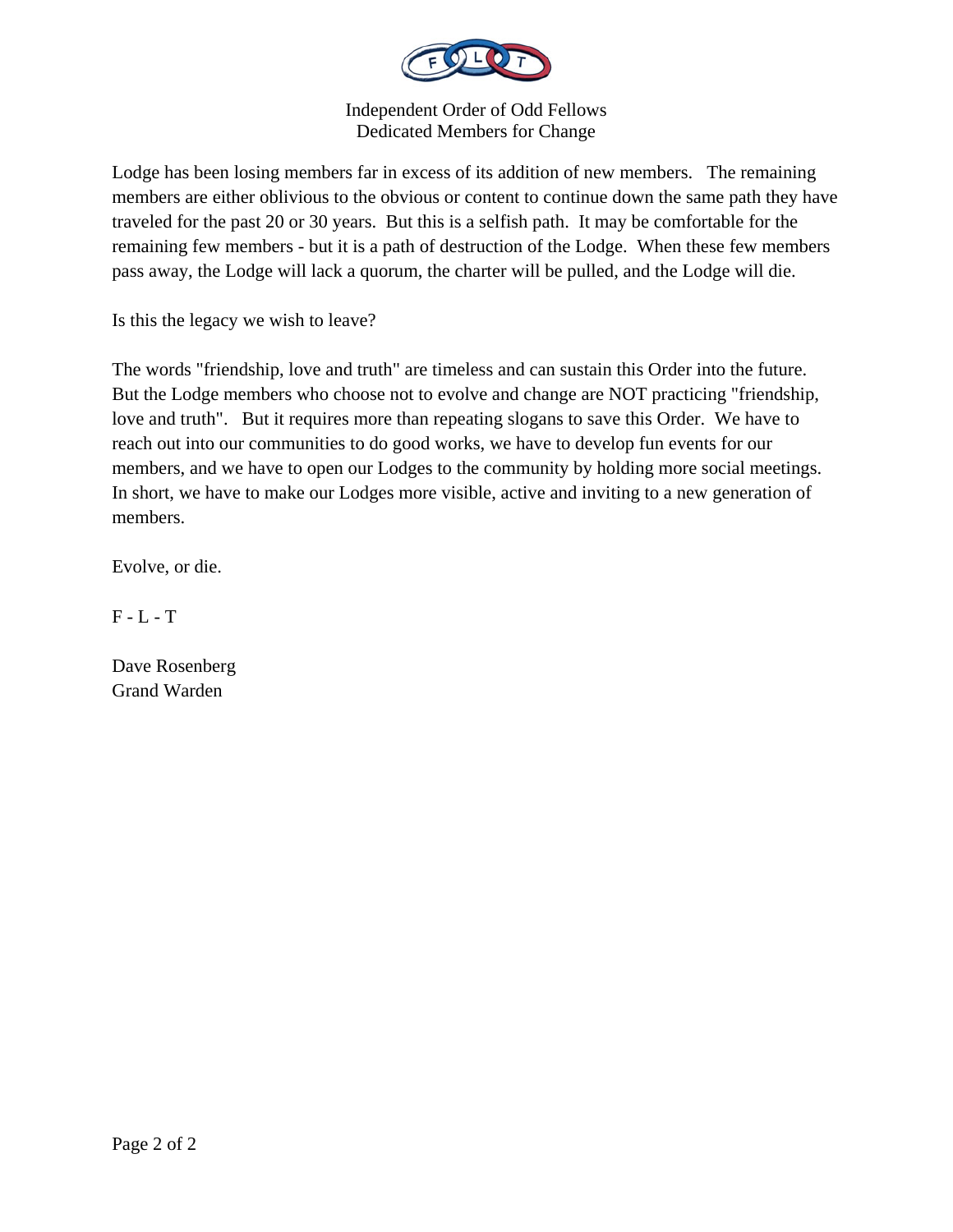Lodge has been losing members far in excess of its addition of new members. The remaining members are either oblivious to the obvious or content to continue down the same path they have traveled for the past 20 or 30 years. But this is a selfish path. It may be comfortable for the remaining few members - but it is a path of destruction of the Lodge. When these few members pass away, the Lodge will lack a quorum, the charter will be pulled, and the Lodge will die.

Is this the legacy we wish to leave?

The words "friendship, love and truth" are timeless and can sustain this Order into the future. But the Lodge members who choose not to evolve and change are NOT practicing "friendship, love and truth". But it requires more than repeating slogans to save this Order. We have to reach out into our communities to do good works, we have to develop fun events for our members, and we have to open our Lodges to the community by holding more social meetings. In short, we have to make our Lodges more visible, active and inviting to a new generation of members.

Evolve, or die.

F - L - T

Dave Rosenberg
Grand Warden